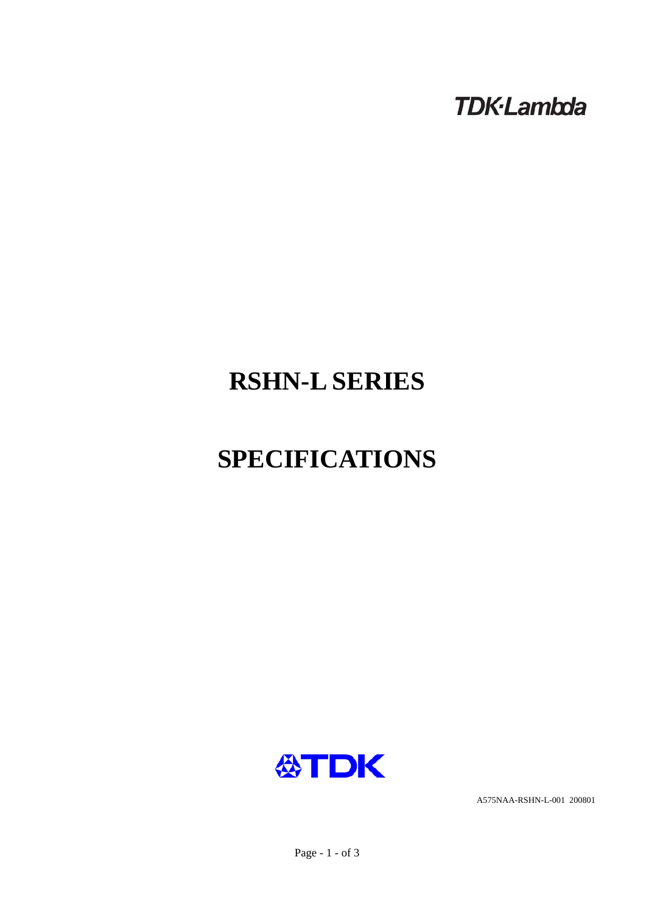TDK·Lambda

# RSHN-L SERIES

# SPECIFICATIONS

TDK

A575NAA-RSHN-L-001 200801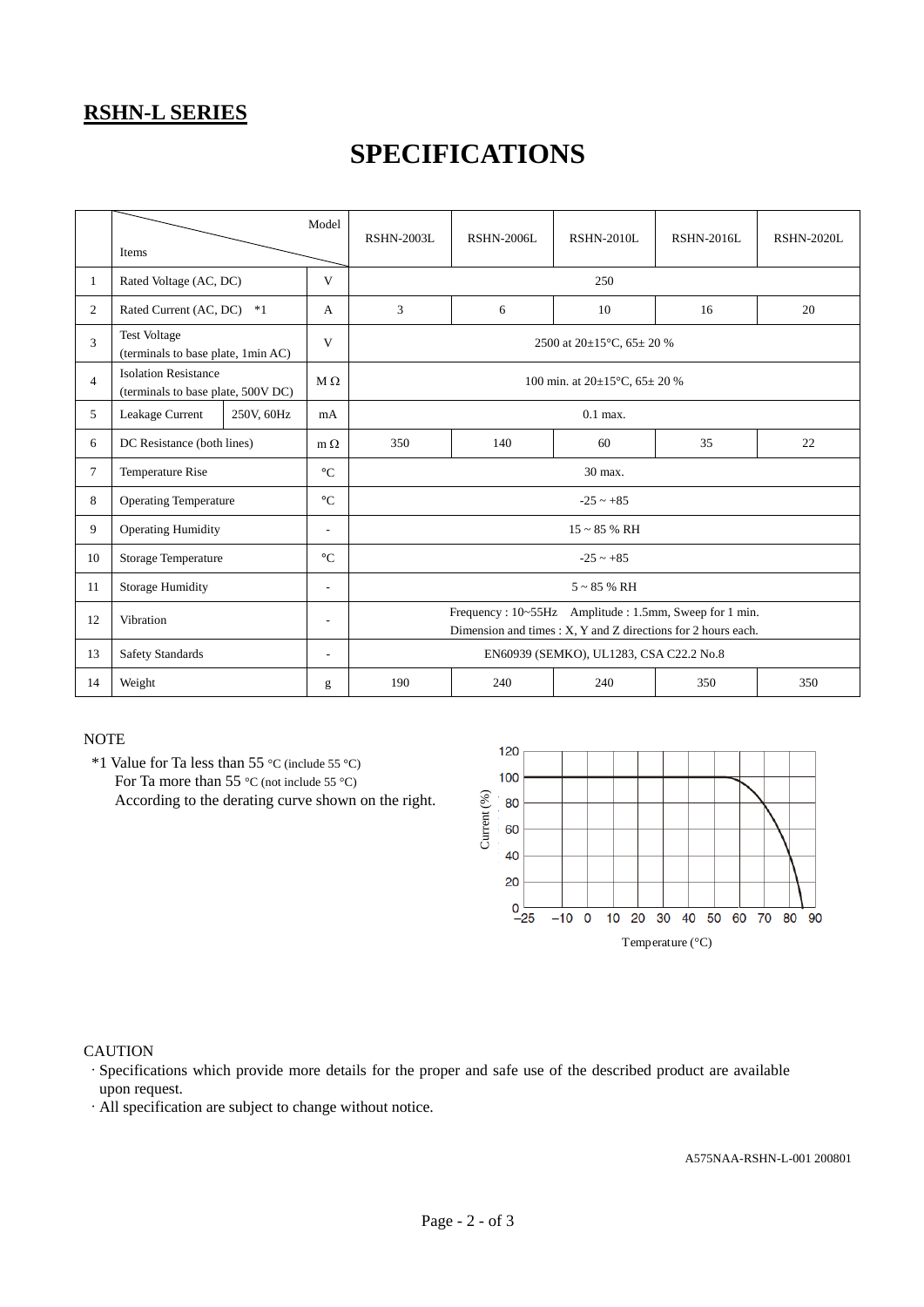## RSHN-L SERIES

# SPECIFICATIONS

| | Items | | Model | RSHN-2003L | RSHN-2006L | RSHN-2010L | RSHN-2016L | RSHN-2020L |
|---|---|---|---|---|---|---|---|---|
| 1 | Rated Voltage (AC, DC) | | V | 250 | | | | |
| 2 | Rated Current (AC, DC) *1 | | A | 3 | 6 | 10 | 16 | 20 |
| 3 | Test Voltage (terminals to base plate, 1min AC) | | V | 2500 at 20±15°C, 65± 20 % | | | | |
| 4 | Isolation Resistance (terminals to base plate, 500V DC) | | MΩ | 100 min. at 20±15°C, 65± 20 % | | | | |
| 5 | Leakage Current | 250V, 60Hz | mA | 0.1 max. | | | | |
| 6 | DC Resistance (both lines) | | mΩ | 350 | 140 | 60 | 35 | 22 |
| 7 | Temperature Rise | | °C | 30 max. | | | | |
| 8 | Operating Temperature | | °C | -25 ~ +85 | | | | |
| 9 | Operating Humidity | | - | 15 ~ 85 % RH | | | | |
| 10 | Storage Temperature | | °C | -25 ~ +85 | | | | |
| 11 | Storage Humidity | | - | 5 ~ 85 % RH | | | | |
| 12 | Vibration | | - | Frequency : 10~55Hz Amplitude : 1.5mm, Sweep for 1 min. Dimension and times : X, Y and Z directions for 2 hours each. | | | | |
| 13 | Safety Standards | | - | EN60939 (SEMKO), UL1283, CSA C22.2 No.8 | | | | |
| 14 | Weight | | g | 190 | 240 | 240 | 350 | 350 |

NOTE

*1 Value for Ta less than 55 °C (include 55 °C)
For Ta more than 55 °C (not include 55 °C)
According to the derating curve shown on the right.

CAUTION

- Specifications which provide more details for the proper and safe use of the described product are available upon request.
- All specification are subject to change without notice.

A575NAA-RSHN-L-001 200801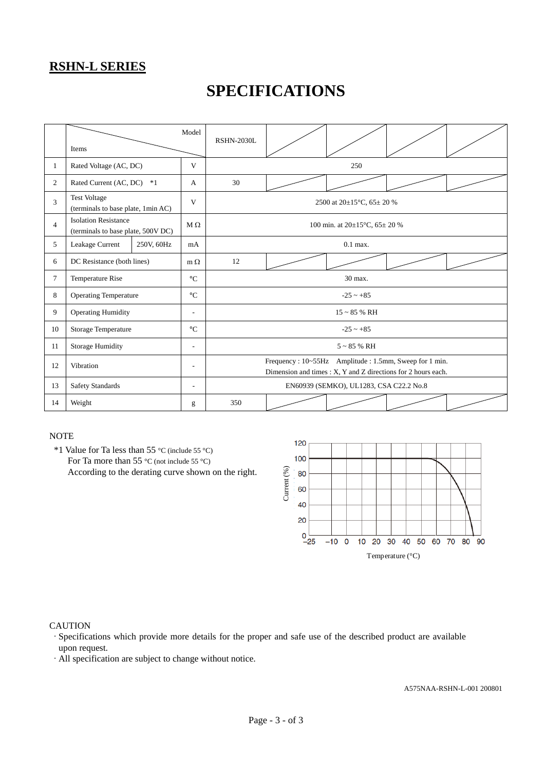## RSHN-L SERIES

# SPECIFICATIONS

| | Items | | Model | RSHN-2030L | | | | |
|---|---|---|---|---|---|---|---|---|
| 1 | Rated Voltage (AC, DC) | | V | 250 | | | | |
| 2 | Rated Current (AC, DC) *1 | | A | 30 | | | | |
| 3 | Test Voltage (terminals to base plate, 1min AC) | | V | 2500 at 20±15°C, 65± 20 % | | | | |
| 4 | Isolation Resistance (terminals to base plate, 500V DC) | | M Ω | 100 min. at 20±15°C, 65± 20 % | | | | |
| 5 | Leakage Current | 250V, 60Hz | mA | 0.1 max. | | | | |
| 6 | DC Resistance (both lines) | | m Ω | 12 | | | | |
| 7 | Temperature Rise | | °C | 30 max. | | | | |
| 8 | Operating Temperature | | °C | -25 ~ +85 | | | | |
| 9 | Operating Humidity | | - | 15 ~ 85 % RH | | | | |
| 10 | Storage Temperature | | °C | -25 ~ +85 | | | | |
| 11 | Storage Humidity | | - | 5 ~ 85 % RH | | | | |
| 12 | Vibration | | - | Frequency : 10~55Hz Amplitude : 1.5mm, Sweep for 1 min. Dimension and times : X, Y and Z directions for 2 hours each. | | | | |
| 13 | Safety Standards | | - | EN60939 (SEMKO), UL1283, CSA C22.2 No.8 | | | | |
| 14 | Weight | | g | 350 | | | | |

NOTE

*1 Value for Ta less than 55 °C (include 55 °C)
For Ta more than 55 °C (not include 55 °C)
According to the derating curve shown on the right.

120
100
80
60
40
20
0
Current (%)
–25 –10 0 10 20 30 40 50 60 70 80 90
Temperature (°C)

CAUTION

· Specifications which provide more details for the proper and safe use of the described product are available upon request.
· All specification are subject to change without notice.

A575NAA-RSHN-L-001 200801